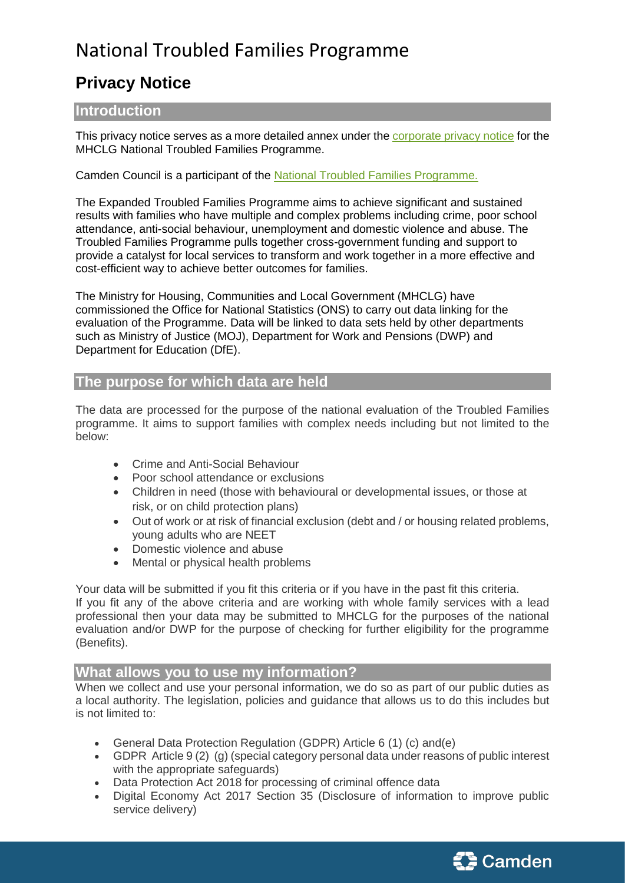# National Troubled Families Programme

## Privacy Notice

### Introduction

This privacy notice serves as a more detailed annex under the [corporate privacy notice] for the MHCLG National Troubled Families Programme.

Camden Council is a participant of the [National Troubled Families Programme.]

The Expanded Troubled Families Programme aims to achieve significant and sustained results with families who have multiple and complex problems including crime, poor school attendance, anti-social behaviour, unemployment and domestic violence and abuse. The Troubled Families Programme pulls together cross-government funding and support to provide a catalyst for local services to transform and work together in a more effective and cost-efficient way to achieve better outcomes for families.

The Ministry for Housing, Communities and Local Government (MHCLG) have commissioned the Office for National Statistics (ONS) to carry out data linking for the evaluation of the Programme. Data will be linked to data sets held by other departments such as Ministry of Justice (MOJ), Department for Work and Pensions (DWP) and Department for Education (DfE).

### The purpose for which data are held

The data are processed for the purpose of the national evaluation of the Troubled Families programme. It aims to support families with complex needs including but not limited to the below:

- Crime and Anti-Social Behaviour
- Poor school attendance or exclusions
- Children in need (those with behavioural or developmental issues, or those at risk, or on child protection plans)
- Out of work or at risk of financial exclusion (debt and / or housing related problems, young adults who are NEET
- Domestic violence and abuse
- Mental or physical health problems

Your data will be submitted if you fit this criteria or if you have in the past fit this criteria.
If you fit any of the above criteria and are working with whole family services with a lead professional then your data may be submitted to MHCLG for the purposes of the national evaluation and/or DWP for the purpose of checking for further eligibility for the programme (Benefits).

### What allows you to use my information?

When we collect and use your personal information, we do so as part of our public duties as a local authority. The legislation, policies and guidance that allows us to do this includes but is not limited to:

- General Data Protection Regulation (GDPR) Article 6 (1) (c) and(e)
- GDPR Article 9 (2) (g) (special category personal data under reasons of public interest with the appropriate safeguards)
- Data Protection Act 2018 for processing of criminal offence data
- Digital Economy Act 2017 Section 35 (Disclosure of information to improve public service delivery)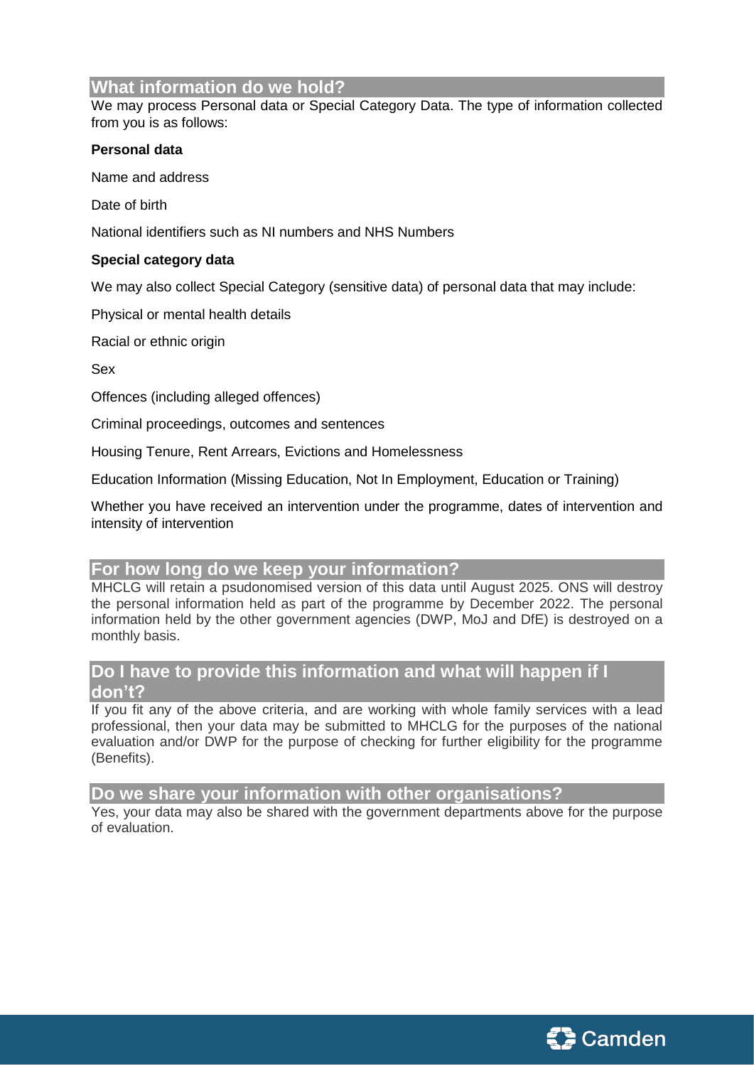## What information do we hold?

We may process Personal data or Special Category Data. The type of information collected from you is as follows:

**Personal data**

Name and address

Date of birth

National identifiers such as NI numbers and NHS Numbers

**Special category data**

We may also collect Special Category (sensitive data) of personal data that may include:

Physical or mental health details

Racial or ethnic origin

Sex

Offences (including alleged offences)

Criminal proceedings, outcomes and sentences

Housing Tenure, Rent Arrears, Evictions and Homelessness

Education Information (Missing Education, Not In Employment, Education or Training)

Whether you have received an intervention under the programme, dates of intervention and intensity of intervention

## For how long do we keep your information?

MHCLG will retain a psudonomised version of this data until August 2025. ONS will destroy the personal information held as part of the programme by December 2022. The personal information held by the other government agencies (DWP, MoJ and DfE) is destroyed on a monthly basis.

## Do I have to provide this information and what will happen if I don't?

If you fit any of the above criteria, and are working with whole family services with a lead professional, then your data may be submitted to MHCLG for the purposes of the national evaluation and/or DWP for the purpose of checking for further eligibility for the programme (Benefits).

## Do we share your information with other organisations?

Yes, your data may also be shared with the government departments above for the purpose of evaluation.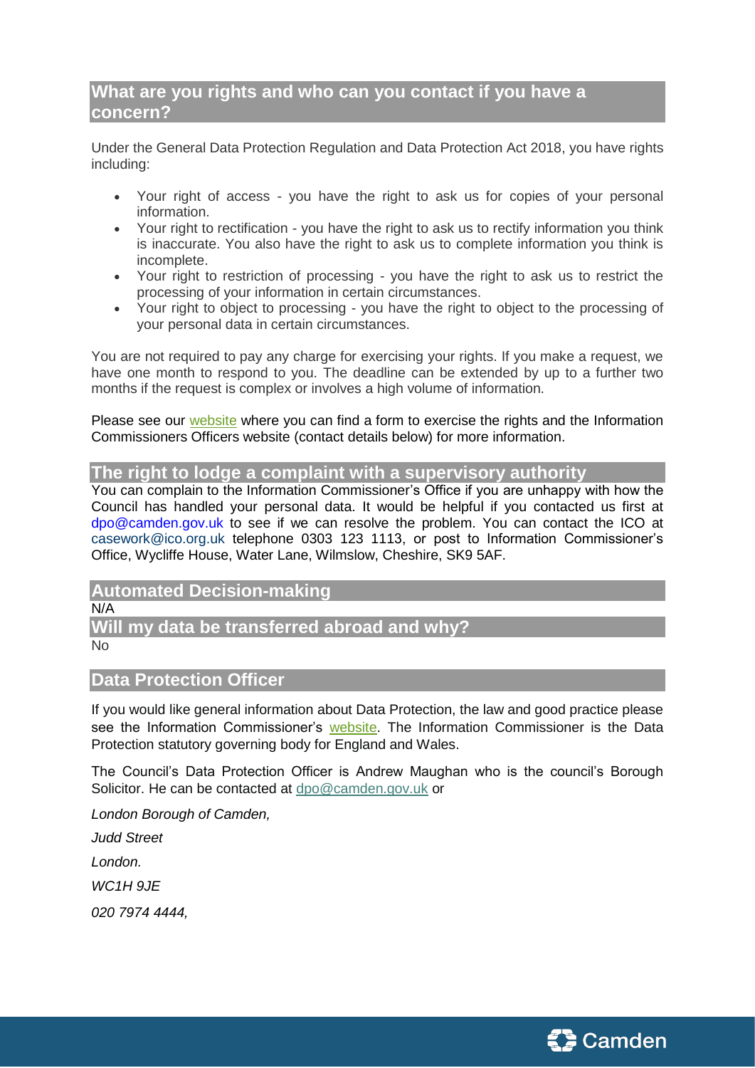## What are you rights and who can you contact if you have a concern?

Under the General Data Protection Regulation and Data Protection Act 2018, you have rights including:

- Your right of access - you have the right to ask us for copies of your personal information.
- Your right to rectification - you have the right to ask us to rectify information you think is inaccurate. You also have the right to ask us to complete information you think is incomplete.
- Your right to restriction of processing - you have the right to ask us to restrict the processing of your information in certain circumstances.
- Your right to object to processing - you have the right to object to the processing of your personal data in certain circumstances.

You are not required to pay any charge for exercising your rights. If you make a request, we have one month to respond to you. The deadline can be extended by up to a further two months if the request is complex or involves a high volume of information.

Please see our website where you can find a form to exercise the rights and the Information Commissioners Officers website (contact details below) for more information.

## The right to lodge a complaint with a supervisory authority

You can complain to the Information Commissioner's Office if you are unhappy with how the Council has handled your personal data. It would be helpful if you contacted us first at dpo@camden.gov.uk to see if we can resolve the problem. You can contact the ICO at casework@ico.org.uk telephone 0303 123 1113, or post to Information Commissioner's Office, Wycliffe House, Water Lane, Wilmslow, Cheshire, SK9 5AF.

## Automated Decision-making

N/A

## Will my data be transferred abroad and why?

No

## Data Protection Officer

If you would like general information about Data Protection, the law and good practice please see the Information Commissioner's website. The Information Commissioner is the Data Protection statutory governing body for England and Wales.

The Council's Data Protection Officer is Andrew Maughan who is the council's Borough Solicitor. He can be contacted at dpo@camden.gov.uk or

*London Borough of Camden,*

*Judd Street*

*London.*

*WC1H 9JE*

*020 7974 4444,*